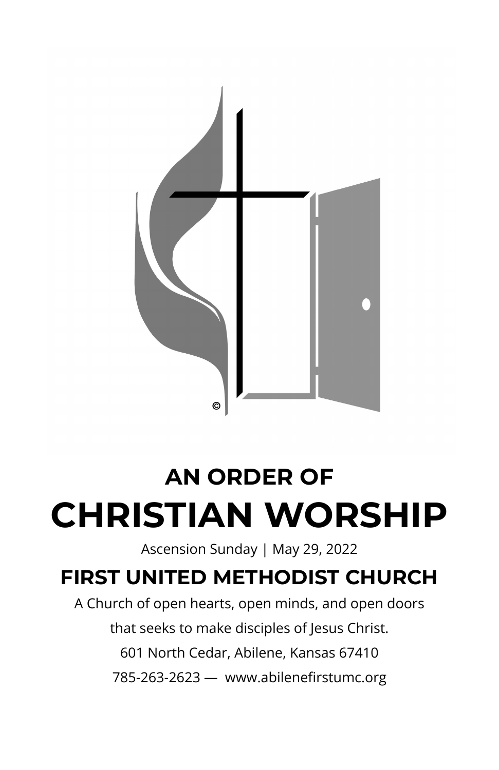# AN ORDER OF

# CHRISTIAN WORSHIP

Ascension Sunday | May 29, 2022

## FIRST UNITED METHODIST CHURCH

A Church of open hearts, open minds, and open doors

that seeks to make disciples of Jesus Christ.

601 North Cedar, Abilene, Kansas 67410

785-263-2623 — www.abilenefirstumc.org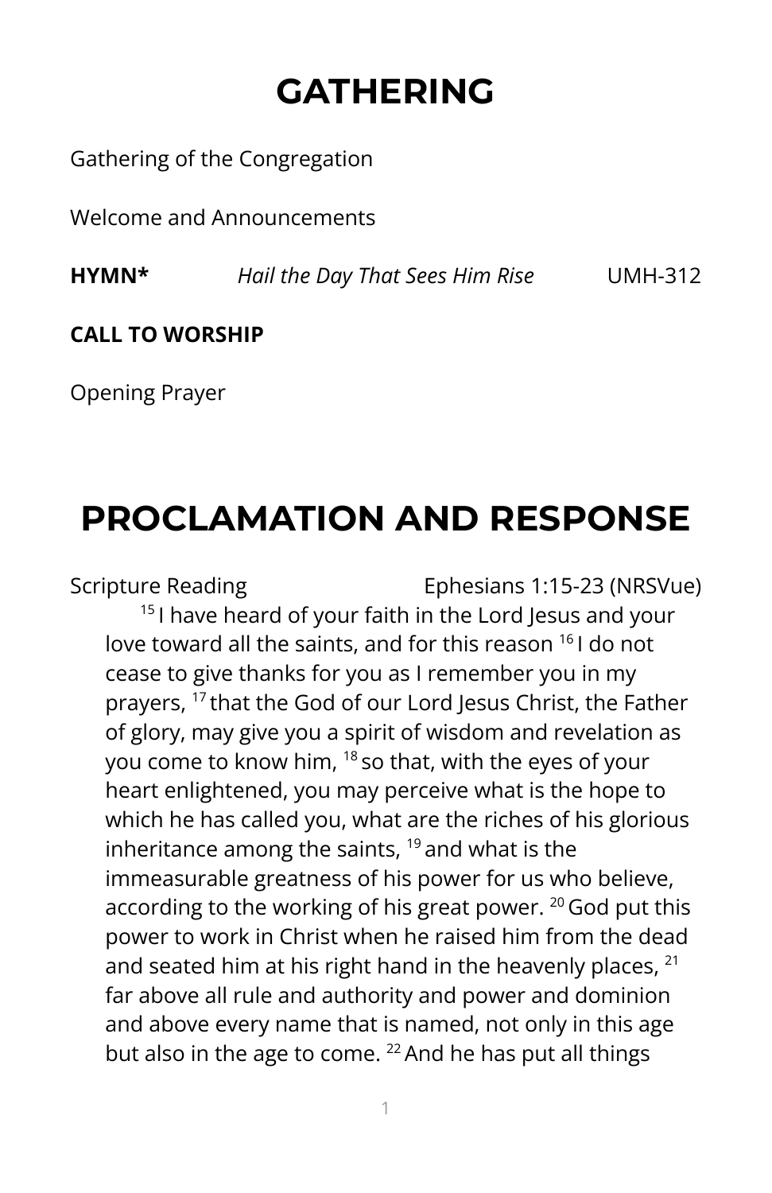# GATHERING

Gathering of the Congregation

Welcome and Announcements

**HYMN*** *Hail the Day That Sees Him Rise* UMH-312

**CALL TO WORSHIP**

Opening Prayer

# PROCLAMATION AND RESPONSE

Scripture Reading Ephesians 1:15-23 (NRSVue)

[15] I have heard of your faith in the Lord Jesus and your love toward all the saints, and for this reason [16] I do not cease to give thanks for you as I remember you in my prayers, [17] that the God of our Lord Jesus Christ, the Father of glory, may give you a spirit of wisdom and revelation as you come to know him, [18] so that, with the eyes of your heart enlightened, you may perceive what is the hope to which he has called you, what are the riches of his glorious inheritance among the saints, [19] and what is the immeasurable greatness of his power for us who believe, according to the working of his great power. [20] God put this power to work in Christ when he raised him from the dead and seated him at his right hand in the heavenly places, [21] far above all rule and authority and power and dominion and above every name that is named, not only in this age but also in the age to come. [22] And he has put all things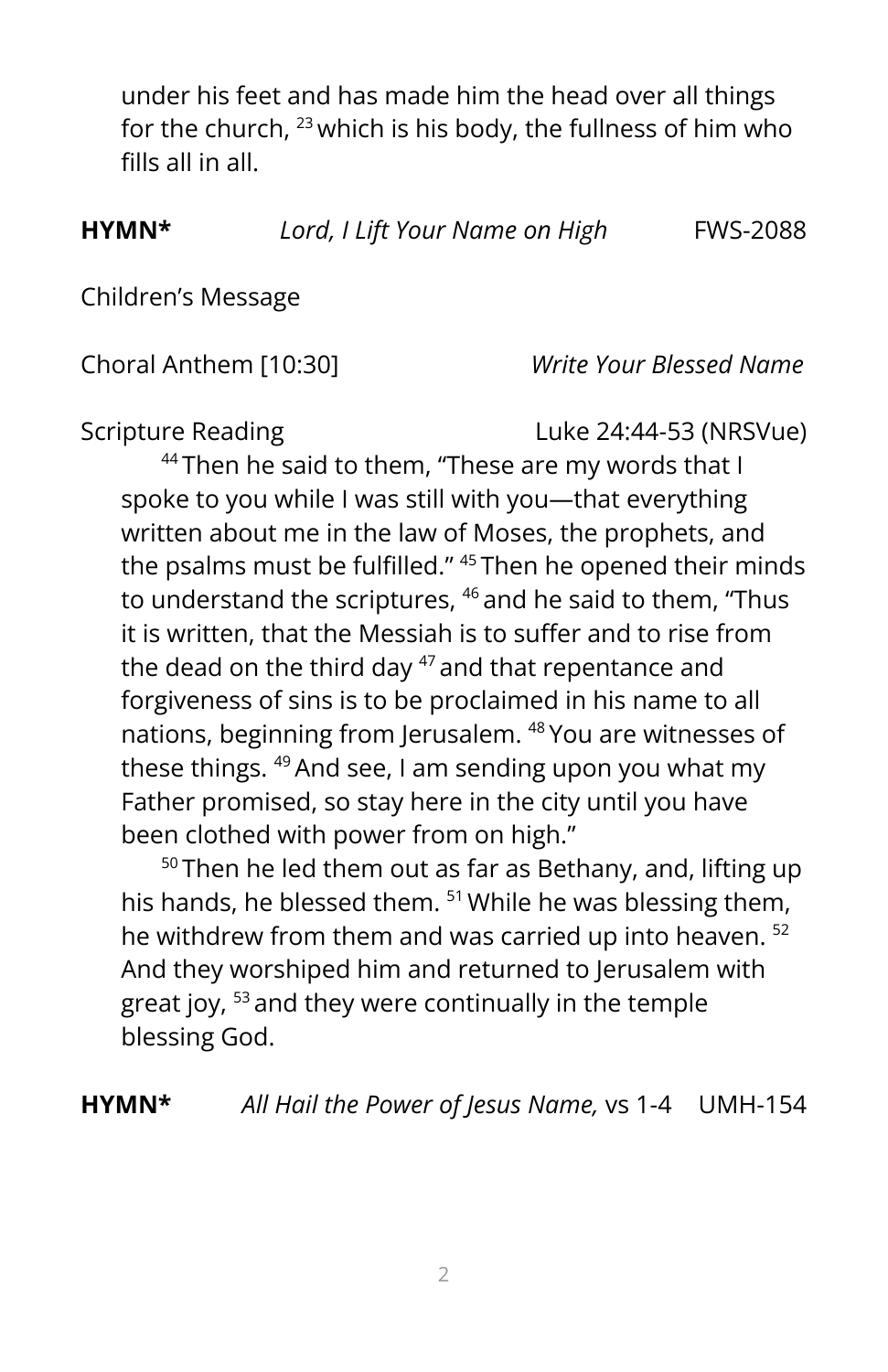under his feet and has made him the head over all things for the church, [23] which is his body, the fullness of him who fills all in all.

**HYMN*** *Lord, I Lift Your Name on High* FWS-2088

Children's Message

Choral Anthem [10:30] *Write Your Blessed Name*

Scripture Reading Luke 24:44-53 (NRSVue)

[44] Then he said to them, "These are my words that I spoke to you while I was still with you—that everything written about me in the law of Moses, the prophets, and the psalms must be fulfilled." [45] Then he opened their minds to understand the scriptures, [46] and he said to them, "Thus it is written, that the Messiah is to suffer and to rise from the dead on the third day [47] and that repentance and forgiveness of sins is to be proclaimed in his name to all nations, beginning from Jerusalem. [48] You are witnesses of these things. [49] And see, I am sending upon you what my Father promised, so stay here in the city until you have been clothed with power from on high."

[50] Then he led them out as far as Bethany, and, lifting up his hands, he blessed them. [51] While he was blessing them, he withdrew from them and was carried up into heaven. [52] And they worshiped him and returned to Jerusalem with great joy, [53] and they were continually in the temple blessing God.

**HYMN*** *All Hail the Power of Jesus Name,* vs 1-4 UMH-154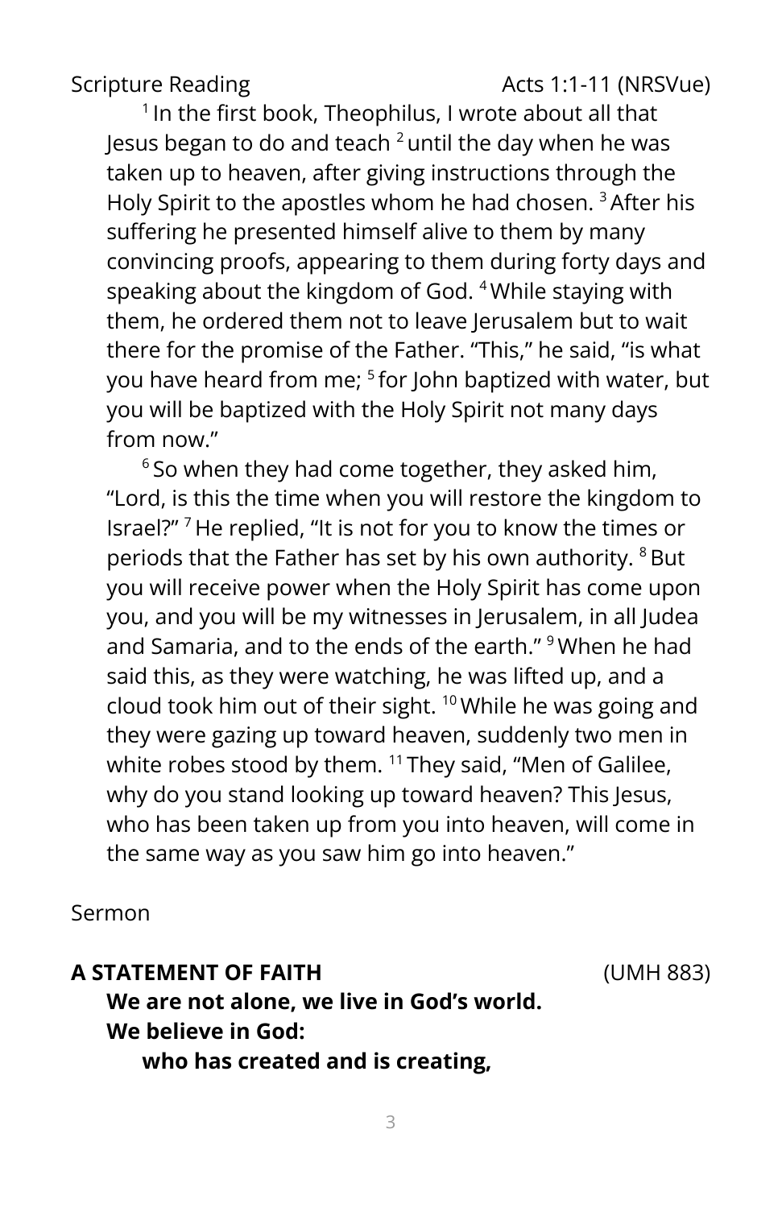Scripture Reading Acts 1:1-11 (NRSVue)

[1] In the first book, Theophilus, I wrote about all that Jesus began to do and teach [2] until the day when he was taken up to heaven, after giving instructions through the Holy Spirit to the apostles whom he had chosen. [3] After his suffering he presented himself alive to them by many convincing proofs, appearing to them during forty days and speaking about the kingdom of God. [4] While staying with them, he ordered them not to leave Jerusalem but to wait there for the promise of the Father. “This,” he said, “is what you have heard from me; [5] for John baptized with water, but you will be baptized with the Holy Spirit not many days from now.”

[6] So when they had come together, they asked him, “Lord, is this the time when you will restore the kingdom to Israel?” [7] He replied, “It is not for you to know the times or periods that the Father has set by his own authority. [8] But you will receive power when the Holy Spirit has come upon you, and you will be my witnesses in Jerusalem, in all Judea and Samaria, and to the ends of the earth.” [9] When he had said this, as they were watching, he was lifted up, and a cloud took him out of their sight. [10] While he was going and they were gazing up toward heaven, suddenly two men in white robes stood by them. [11] They said, “Men of Galilee, why do you stand looking up toward heaven? This Jesus, who has been taken up from you into heaven, will come in the same way as you saw him go into heaven.”

Sermon

**A STATEMENT OF FAITH** (UMH 883)

**We are not alone, we live in God’s world.**
**We believe in God:**
**who has created and is creating,**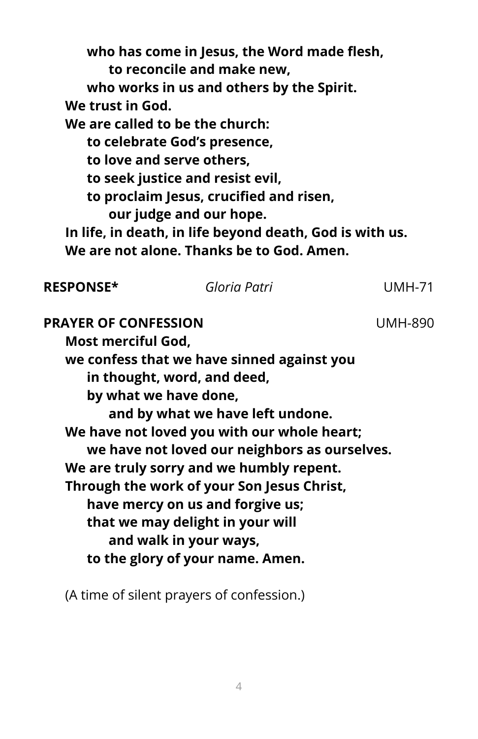**who has come in Jesus, the Word made flesh,**
**to reconcile and make new,**
**who works in us and others by the Spirit.**
**We trust in God.**
**We are called to be the church:**
**to celebrate God's presence,**
**to love and serve others,**
**to seek justice and resist evil,**
**to proclaim Jesus, crucified and risen,**
**our judge and our hope.**
**In life, in death, in life beyond death, God is with us.**
**We are not alone. Thanks be to God. Amen.**

**RESPONSE*** *Gloria Patri* UMH-71

**PRAYER OF CONFESSION** UMH-890

**Most merciful God,**
**we confess that we have sinned against you**
**in thought, word, and deed,**
**by what we have done,**
**and by what we have left undone.**
**We have not loved you with our whole heart;**
**we have not loved our neighbors as ourselves.**
**We are truly sorry and we humbly repent.**
**Through the work of your Son Jesus Christ,**
**have mercy on us and forgive us;**
**that we may delight in your will**
**and walk in your ways,**
**to the glory of your name. Amen.**

(A time of silent prayers of confession.)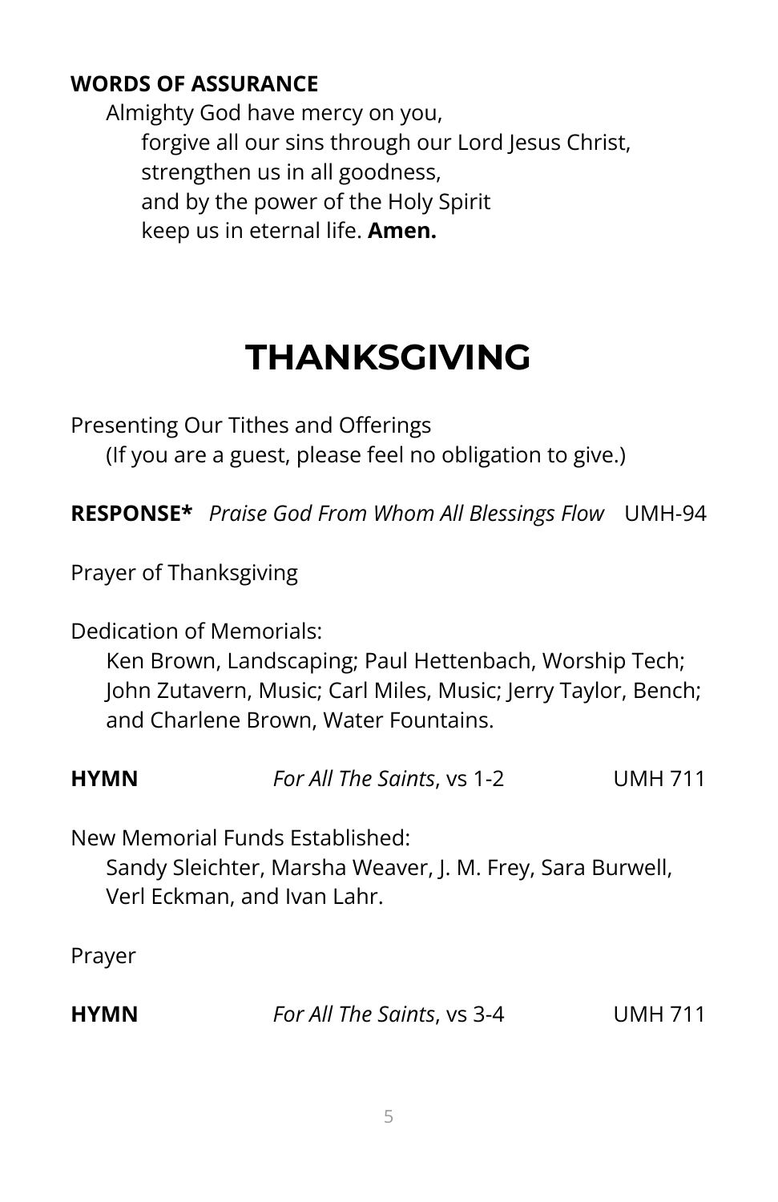**WORDS OF ASSURANCE**

Almighty God have mercy on you,
forgive all our sins through our Lord Jesus Christ,
strengthen us in all goodness,
and by the power of the Holy Spirit
keep us in eternal life. **Amen.**

# THANKSGIVING

Presenting Our Tithes and Offerings
(If you are a guest, please feel no obligation to give.)

**RESPONSE*** *Praise God From Whom All Blessings Flow* UMH-94

Prayer of Thanksgiving

Dedication of Memorials:
Ken Brown, Landscaping; Paul Hettenbach, Worship Tech; John Zutavern, Music; Carl Miles, Music; Jerry Taylor, Bench; and Charlene Brown, Water Fountains.

**HYMN** *For All The Saints*, vs 1-2 UMH 711

New Memorial Funds Established:
Sandy Sleichter, Marsha Weaver, J. M. Frey, Sara Burwell, Verl Eckman, and Ivan Lahr.

Prayer

**HYMN** *For All The Saints*, vs 3-4 UMH 711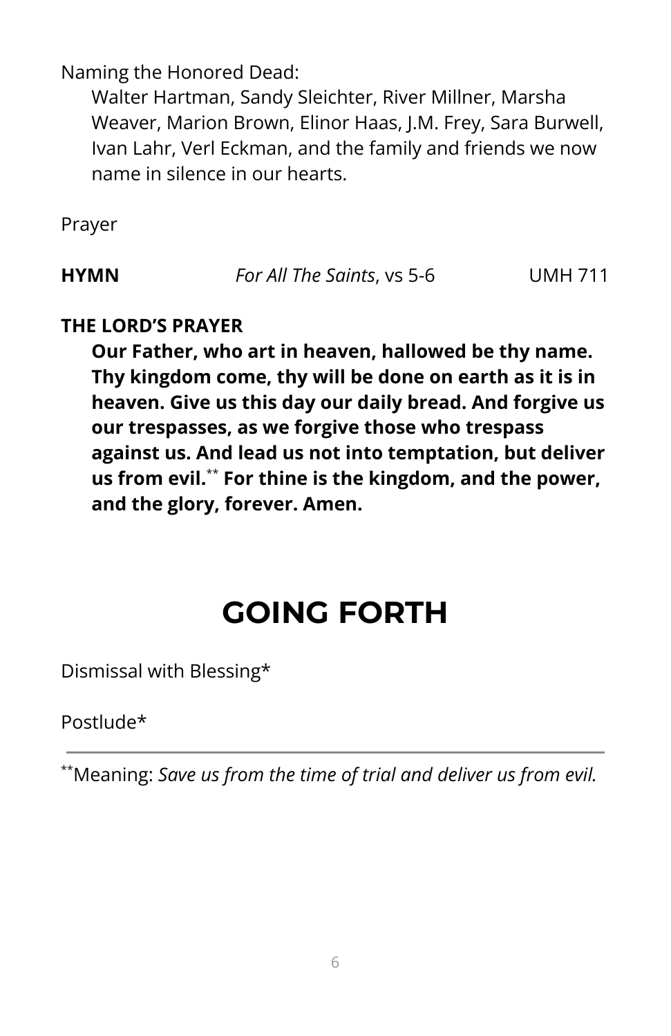Naming the Honored Dead:

Walter Hartman, Sandy Sleichter, River Millner, Marsha Weaver, Marion Brown, Elinor Haas, J.M. Frey, Sara Burwell, Ivan Lahr, Verl Eckman, and the family and friends we now name in silence in our hearts.

Prayer

**HYMN** *For All The Saints*, vs 5-6 UMH 711

**THE LORD'S PRAYER**

**Our Father, who art in heaven, hallowed be thy name. Thy kingdom come, thy will be done on earth as it is in heaven. Give us this day our daily bread. And forgive us our trespasses, as we forgive those who trespass against us. And lead us not into temptation, but deliver us from evil.**[**] **For thine is the kingdom, and the power, and the glory, forever. Amen.**

# GOING FORTH

Dismissal with Blessing*

Postlude*

---

[**]Meaning: *Save us from the time of trial and deliver us from evil.*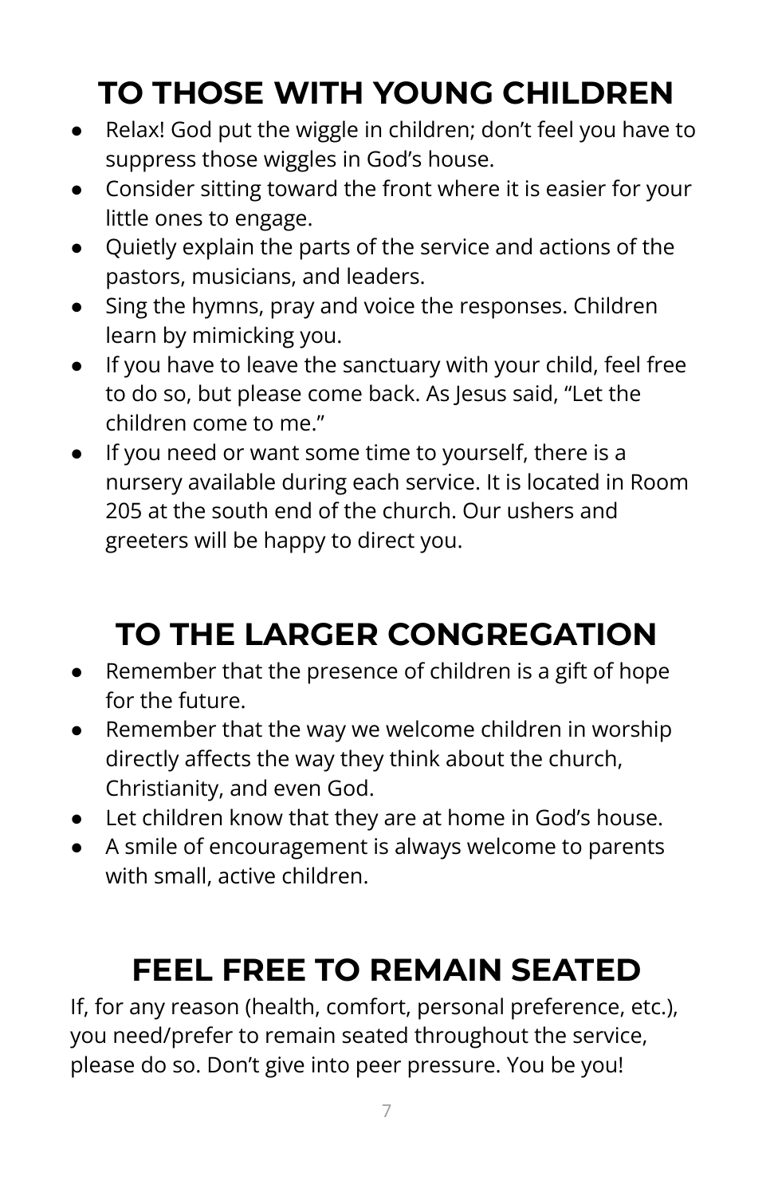# TO THOSE WITH YOUNG CHILDREN

- Relax! God put the wiggle in children; don't feel you have to suppress those wiggles in God's house.
- Consider sitting toward the front where it is easier for your little ones to engage.
- Quietly explain the parts of the service and actions of the pastors, musicians, and leaders.
- Sing the hymns, pray and voice the responses. Children learn by mimicking you.
- If you have to leave the sanctuary with your child, feel free to do so, but please come back. As Jesus said, "Let the children come to me."
- If you need or want some time to yourself, there is a nursery available during each service. It is located in Room 205 at the south end of the church. Our ushers and greeters will be happy to direct you.

# TO THE LARGER CONGREGATION

- Remember that the presence of children is a gift of hope for the future.
- Remember that the way we welcome children in worship directly affects the way they think about the church, Christianity, and even God.
- Let children know that they are at home in God's house.
- A smile of encouragement is always welcome to parents with small, active children.

# FEEL FREE TO REMAIN SEATED

If, for any reason (health, comfort, personal preference, etc.), you need/prefer to remain seated throughout the service, please do so. Don't give into peer pressure. You be you!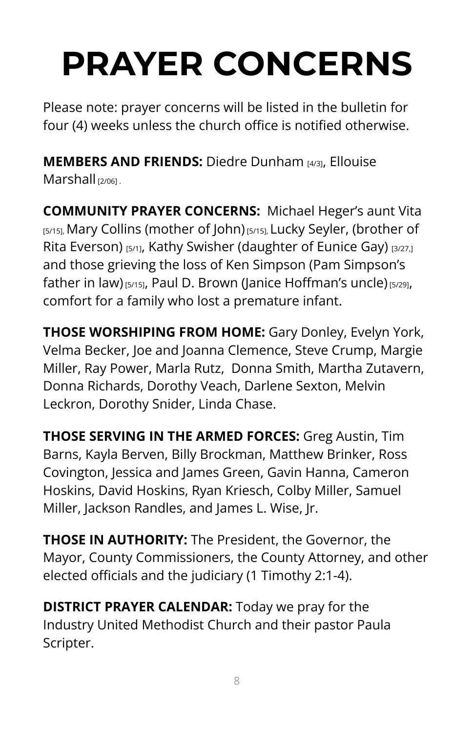# PRAYER CONCERNS

Please note: prayer concerns will be listed in the bulletin for four (4) weeks unless the church office is notified otherwise.

**MEMBERS AND FRIENDS:** Diedre Dunham [4/3], Ellouise Marshall [2/06] .

**COMMUNITY PRAYER CONCERNS:** Michael Heger's aunt Vita [5/15], Mary Collins (mother of John) [5/15], Lucky Seyler, (brother of Rita Everson) [5/1], Kathy Swisher (daughter of Eunice Gay) [3/27,] and those grieving the loss of Ken Simpson (Pam Simpson's father in law) [5/15], Paul D. Brown (Janice Hoffman's uncle) [5/29], comfort for a family who lost a premature infant.

**THOSE WORSHIPING FROM HOME:** Gary Donley, Evelyn York, Velma Becker, Joe and Joanna Clemence, Steve Crump, Margie Miller, Ray Power, Marla Rutz, Donna Smith, Martha Zutavern, Donna Richards, Dorothy Veach, Darlene Sexton, Melvin Leckron, Dorothy Snider, Linda Chase.

**THOSE SERVING IN THE ARMED FORCES:** Greg Austin, Tim Barns, Kayla Berven, Billy Brockman, Matthew Brinker, Ross Covington, Jessica and James Green, Gavin Hanna, Cameron Hoskins, David Hoskins, Ryan Kriesch, Colby Miller, Samuel Miller, Jackson Randles, and James L. Wise, Jr.

**THOSE IN AUTHORITY:** The President, the Governor, the Mayor, County Commissioners, the County Attorney, and other elected officials and the judiciary (1 Timothy 2:1-4).

**DISTRICT PRAYER CALENDAR:** Today we pray for the Industry United Methodist Church and their pastor Paula Scripter.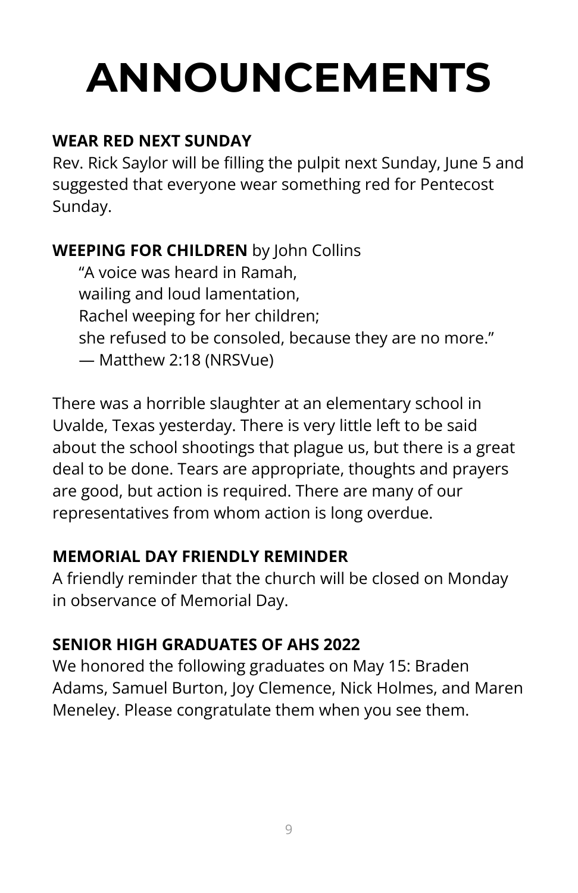# ANNOUNCEMENTS

**WEAR RED NEXT SUNDAY**

Rev. Rick Saylor will be filling the pulpit next Sunday, June 5 and suggested that everyone wear something red for Pentecost Sunday.

**WEEPING FOR CHILDREN** by John Collins

> "A voice was heard in Ramah,
> wailing and loud lamentation,
> Rachel weeping for her children;
> she refused to be consoled, because they are no more."
> — Matthew 2:18 (NRSVue)

There was a horrible slaughter at an elementary school in Uvalde, Texas yesterday. There is very little left to be said about the school shootings that plague us, but there is a great deal to be done. Tears are appropriate, thoughts and prayers are good, but action is required. There are many of our representatives from whom action is long overdue.

**MEMORIAL DAY FRIENDLY REMINDER**

A friendly reminder that the church will be closed on Monday in observance of Memorial Day.

**SENIOR HIGH GRADUATES OF AHS 2022**

We honored the following graduates on May 15: Braden Adams, Samuel Burton, Joy Clemence, Nick Holmes, and Maren Meneley. Please congratulate them when you see them.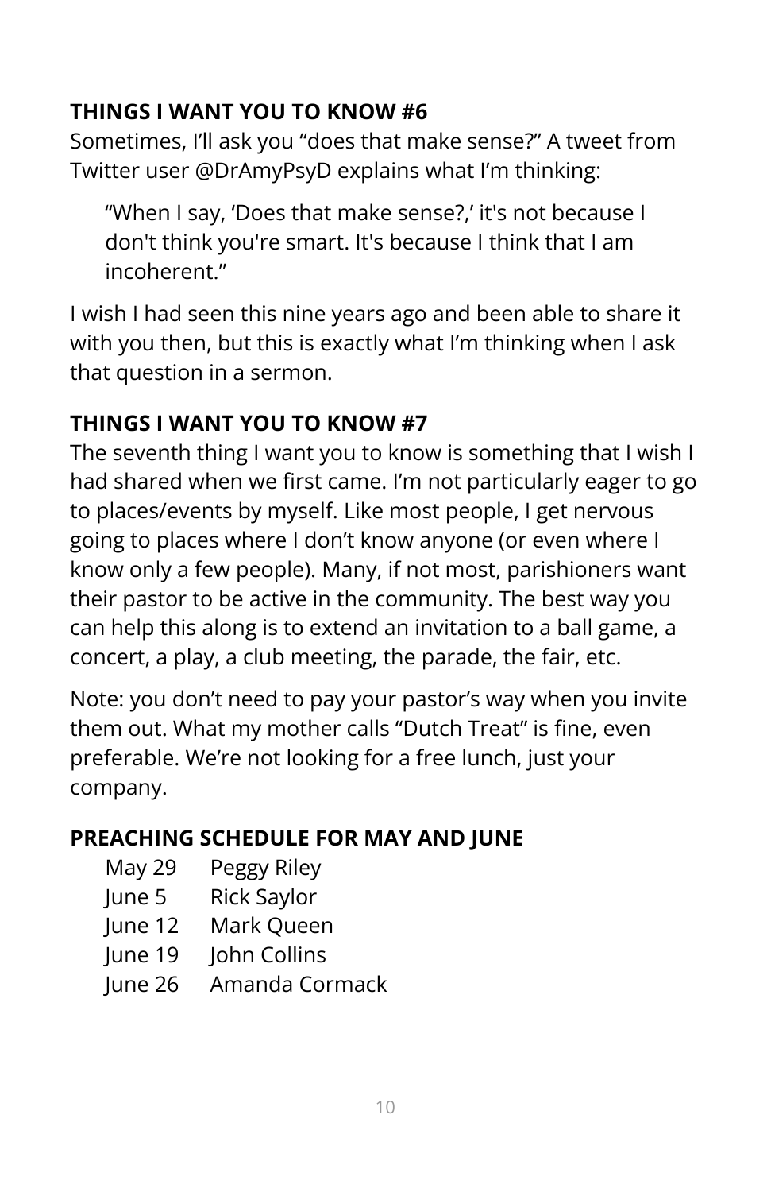**THINGS I WANT YOU TO KNOW #6**

Sometimes, I'll ask you "does that make sense?" A tweet from Twitter user @DrAmyPsyD explains what I'm thinking:

> "When I say, 'Does that make sense?,' it's not because I don't think you're smart. It's because I think that I am incoherent."

I wish I had seen this nine years ago and been able to share it with you then, but this is exactly what I'm thinking when I ask that question in a sermon.

**THINGS I WANT YOU TO KNOW #7**

The seventh thing I want you to know is something that I wish I had shared when we first came. I'm not particularly eager to go to places/events by myself. Like most people, I get nervous going to places where I don't know anyone (or even where I know only a few people). Many, if not most, parishioners want their pastor to be active in the community. The best way you can help this along is to extend an invitation to a ball game, a concert, a play, a club meeting, the parade, the fair, etc.

Note: you don't need to pay your pastor's way when you invite them out. What my mother calls "Dutch Treat" is fine, even preferable. We're not looking for a free lunch, just your company.

**PREACHING SCHEDULE FOR MAY AND JUNE**

| | |
|---|---|
| May 29 | Peggy Riley |
| June 5 | Rick Saylor |
| June 12 | Mark Queen |
| June 19 | John Collins |
| June 26 | Amanda Cormack |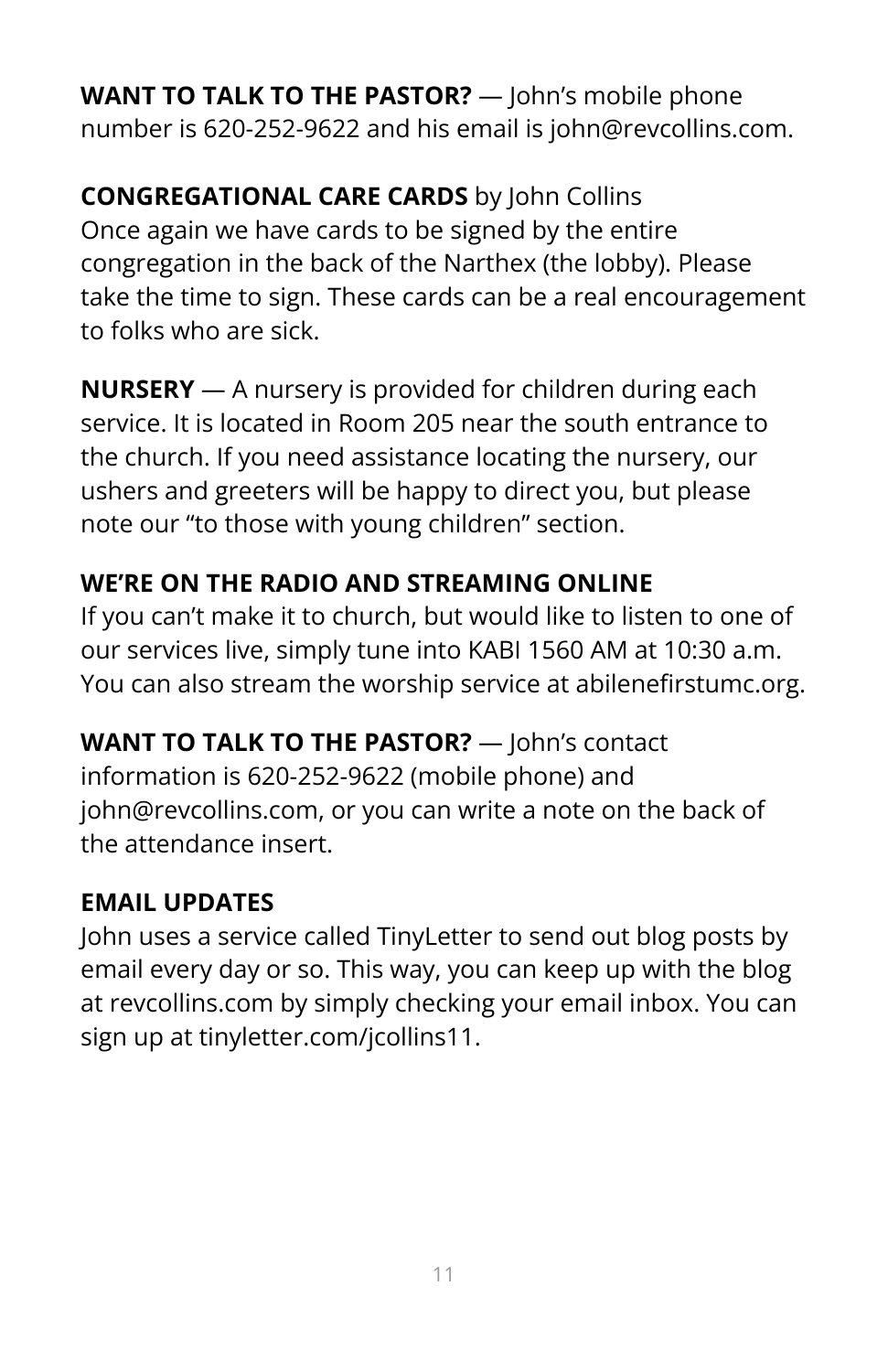**WANT TO TALK TO THE PASTOR?** — John's mobile phone number is 620-252-9622 and his email is john@revcollins.com.

**CONGREGATIONAL CARE CARDS** by John Collins
Once again we have cards to be signed by the entire congregation in the back of the Narthex (the lobby). Please take the time to sign. These cards can be a real encouragement to folks who are sick.

**NURSERY** — A nursery is provided for children during each service. It is located in Room 205 near the south entrance to the church. If you need assistance locating the nursery, our ushers and greeters will be happy to direct you, but please note our "to those with young children" section.

**WE'RE ON THE RADIO AND STREAMING ONLINE**
If you can't make it to church, but would like to listen to one of our services live, simply tune into KABI 1560 AM at 10:30 a.m. You can also stream the worship service at abilenefirstumc.org.

**WANT TO TALK TO THE PASTOR?** — John's contact information is 620-252-9622 (mobile phone) and john@revcollins.com, or you can write a note on the back of the attendance insert.

**EMAIL UPDATES**
John uses a service called TinyLetter to send out blog posts by email every day or so. This way, you can keep up with the blog at revcollins.com by simply checking your email inbox. You can sign up at tinyletter.com/jcollins11.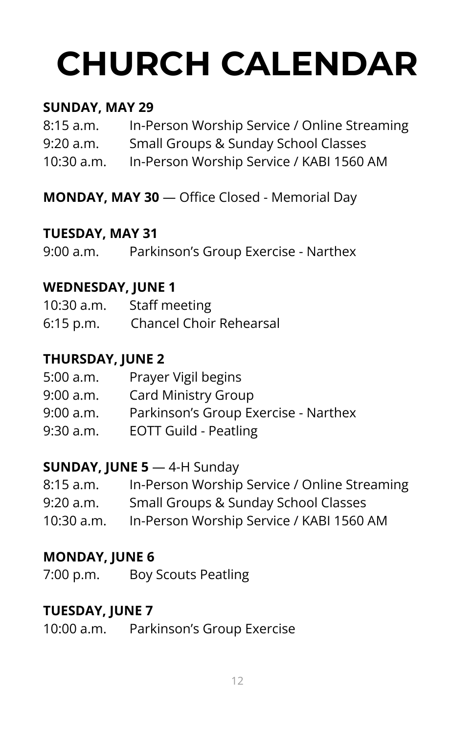# CHURCH CALENDAR

**SUNDAY, MAY 29**

8:15 a.m. In-Person Worship Service / Online Streaming
9:20 a.m. Small Groups & Sunday School Classes
10:30 a.m. In-Person Worship Service / KABI 1560 AM

**MONDAY, MAY 30** — Office Closed - Memorial Day

**TUESDAY, MAY 31**

9:00 a.m. Parkinson's Group Exercise - Narthex

**WEDNESDAY, JUNE 1**

10:30 a.m. Staff meeting
6:15 p.m. Chancel Choir Rehearsal

**THURSDAY, JUNE 2**

5:00 a.m. Prayer Vigil begins
9:00 a.m. Card Ministry Group
9:00 a.m. Parkinson's Group Exercise - Narthex
9:30 a.m. EOTT Guild - Peatling

**SUNDAY, JUNE 5** — 4-H Sunday

8:15 a.m. In-Person Worship Service / Online Streaming
9:20 a.m. Small Groups & Sunday School Classes
10:30 a.m. In-Person Worship Service / KABI 1560 AM

**MONDAY, JUNE 6**

7:00 p.m. Boy Scouts Peatling

**TUESDAY, JUNE 7**

10:00 a.m. Parkinson's Group Exercise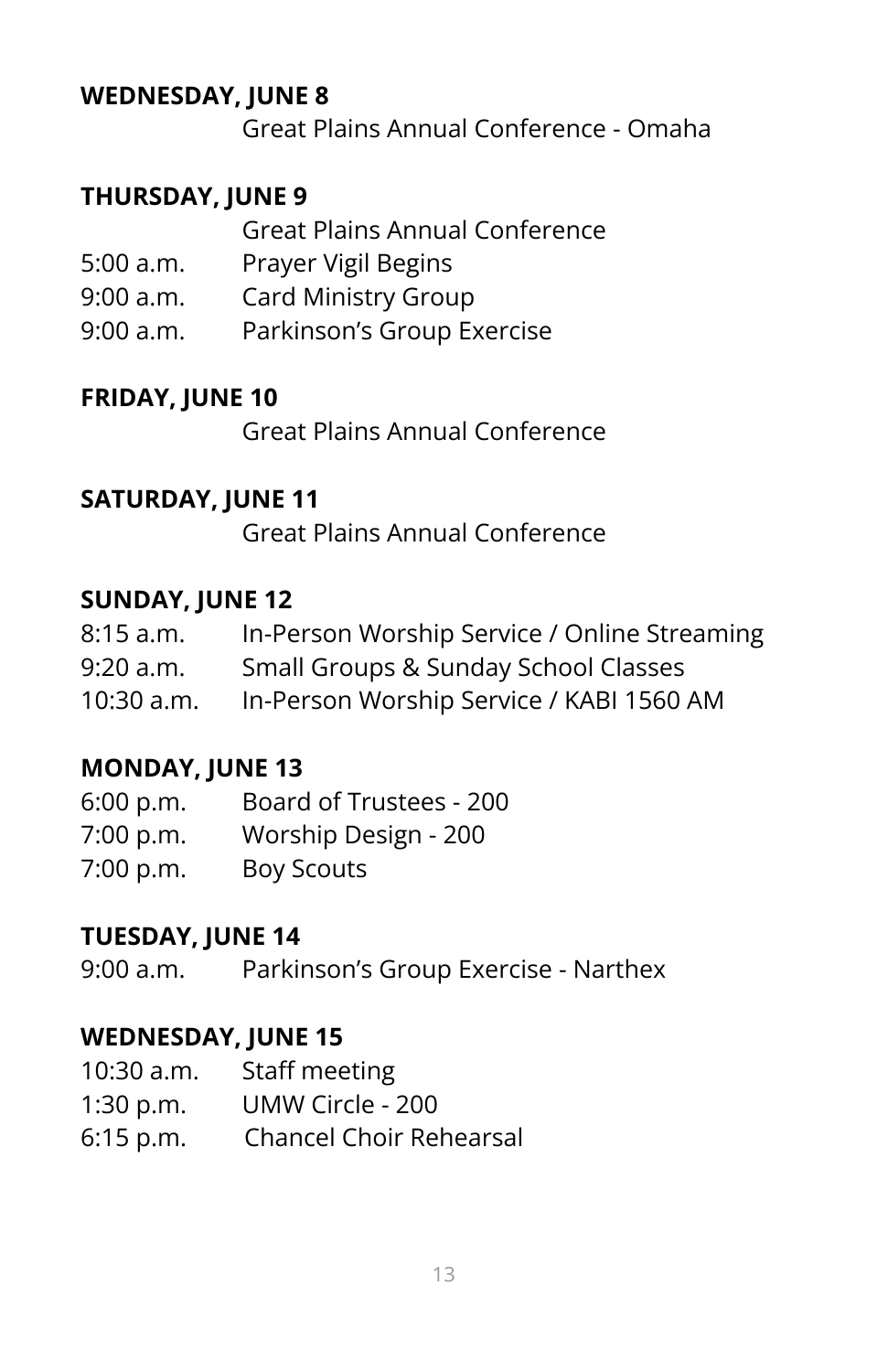**WEDNESDAY, JUNE 8**

Great Plains Annual Conference - Omaha

**THURSDAY, JUNE 9**

Great Plains Annual Conference

5:00 a.m. Prayer Vigil Begins

9:00 a.m. Card Ministry Group

9:00 a.m. Parkinson's Group Exercise

**FRIDAY, JUNE 10**

Great Plains Annual Conference

**SATURDAY, JUNE 11**

Great Plains Annual Conference

**SUNDAY, JUNE 12**

8:15 a.m. In-Person Worship Service / Online Streaming

9:20 a.m. Small Groups & Sunday School Classes

10:30 a.m. In-Person Worship Service / KABI 1560 AM

**MONDAY, JUNE 13**

6:00 p.m. Board of Trustees - 200

7:00 p.m. Worship Design - 200

7:00 p.m. Boy Scouts

**TUESDAY, JUNE 14**

9:00 a.m. Parkinson's Group Exercise - Narthex

**WEDNESDAY, JUNE 15**

10:30 a.m. Staff meeting

1:30 p.m. UMW Circle - 200

6:15 p.m. Chancel Choir Rehearsal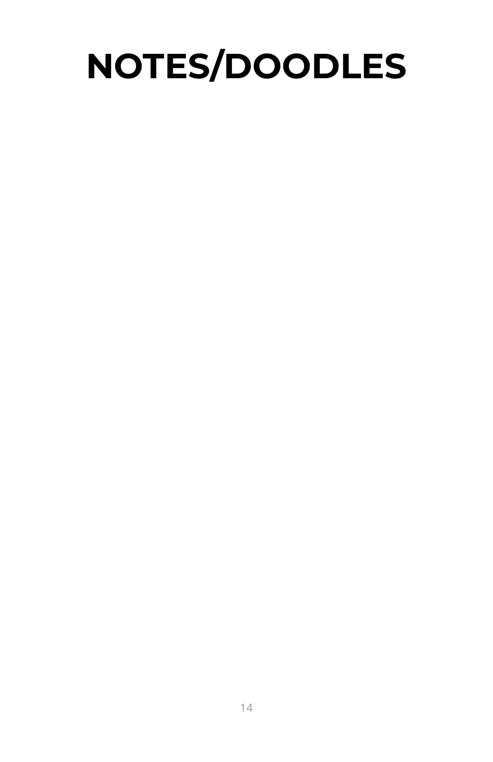# NOTES/DOODLES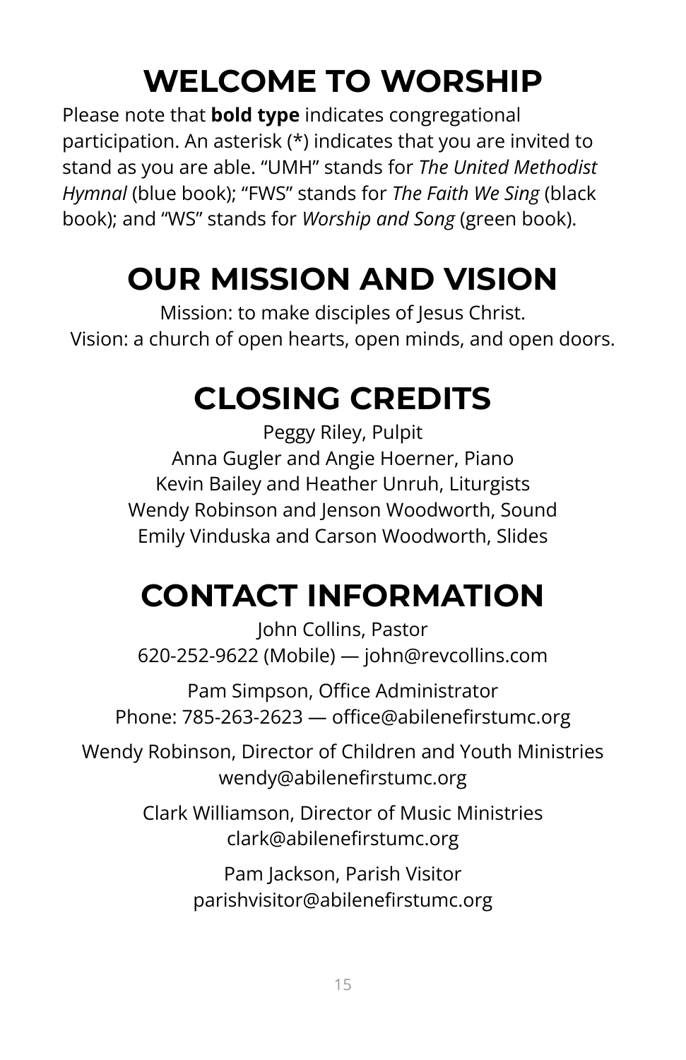# WELCOME TO WORSHIP

Please note that **bold type** indicates congregational participation. An asterisk (*) indicates that you are invited to stand as you are able. "UMH" stands for *The United Methodist Hymnal* (blue book); "FWS" stands for *The Faith We Sing* (black book); and "WS" stands for *Worship and Song* (green book).

# OUR MISSION AND VISION

Mission: to make disciples of Jesus Christ.
Vision: a church of open hearts, open minds, and open doors.

# CLOSING CREDITS

Peggy Riley, Pulpit
Anna Gugler and Angie Hoerner, Piano
Kevin Bailey and Heather Unruh, Liturgists
Wendy Robinson and Jenson Woodworth, Sound
Emily Vinduska and Carson Woodworth, Slides

# CONTACT INFORMATION

John Collins, Pastor
620-252-9622 (Mobile) — john@revcollins.com

Pam Simpson, Office Administrator
Phone: 785-263-2623 — office@abilenefirstumc.org

Wendy Robinson, Director of Children and Youth Ministries
wendy@abilenefirstumc.org

Clark Williamson, Director of Music Ministries
clark@abilenefirstumc.org

Pam Jackson, Parish Visitor
parishvisitor@abilenefirstumc.org